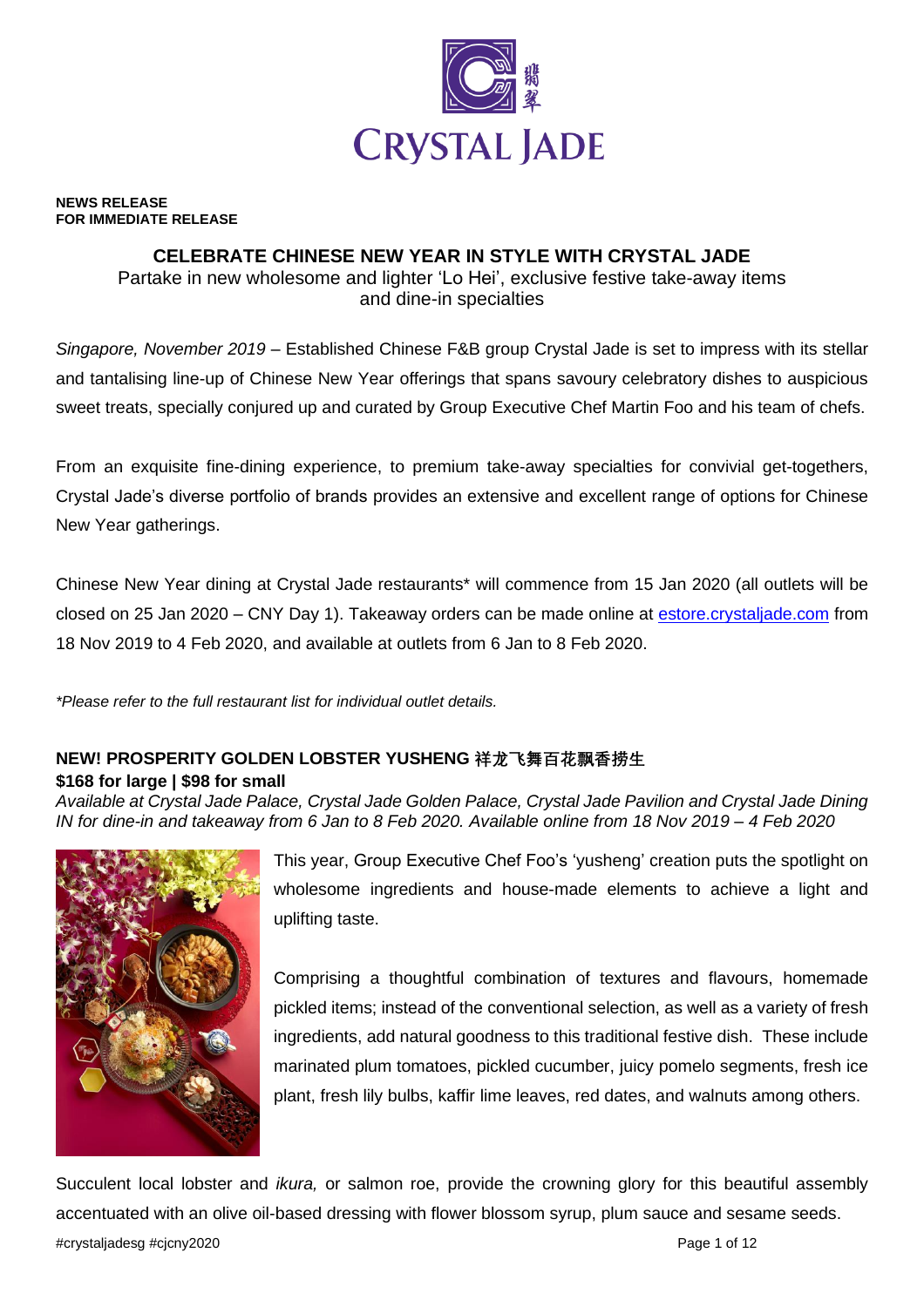**NEWS RELEASE**
**FOR IMMEDIATE RELEASE**

# CELEBRATE CHINESE NEW YEAR IN STYLE WITH CRYSTAL JADE

Partake in new wholesome and lighter 'Lo Hei', exclusive festive take-away items and dine-in specialties

*Singapore, November 2019* – Established Chinese F&B group Crystal Jade is set to impress with its stellar and tantalising line-up of Chinese New Year offerings that spans savoury celebratory dishes to auspicious sweet treats, specially conjured up and curated by Group Executive Chef Martin Foo and his team of chefs.

From an exquisite fine-dining experience, to premium take-away specialties for convivial get-togethers, Crystal Jade's diverse portfolio of brands provides an extensive and excellent range of options for Chinese New Year gatherings.

Chinese New Year dining at Crystal Jade restaurants* will commence from 15 Jan 2020 (all outlets will be closed on 25 Jan 2020 – CNY Day 1). Takeaway orders can be made online at [estore.crystaljade.com](estore.crystaljade.com) from 18 Nov 2019 to 4 Feb 2020, and available at outlets from 6 Jan to 8 Feb 2020.

*\*Please refer to the full restaurant list for individual outlet details.*

## NEW! PROSPERITY GOLDEN LOBSTER YUSHENG 祥龙飞舞百花飘香捞生

**$168 for large | $98 for small**

*Available at Crystal Jade Palace, Crystal Jade Golden Palace, Crystal Jade Pavilion and Crystal Jade Dining IN for dine-in and takeaway from 6 Jan to 8 Feb 2020. Available online from 18 Nov 2019 – 4 Feb 2020*

This year, Group Executive Chef Foo's 'yusheng' creation puts the spotlight on wholesome ingredients and house-made elements to achieve a light and uplifting taste.

Comprising a thoughtful combination of textures and flavours, homemade pickled items; instead of the conventional selection, as well as a variety of fresh ingredients, add natural goodness to this traditional festive dish. These include marinated plum tomatoes, pickled cucumber, juicy pomelo segments, fresh ice plant, fresh lily bulbs, kaffir lime leaves, red dates, and walnuts among others.

Succulent local lobster and *ikura,* or salmon roe, provide the crowning glory for this beautiful assembly accentuated with an olive oil-based dressing with flower blossom syrup, plum sauce and sesame seeds.

#crystaljadesg #cjcny2020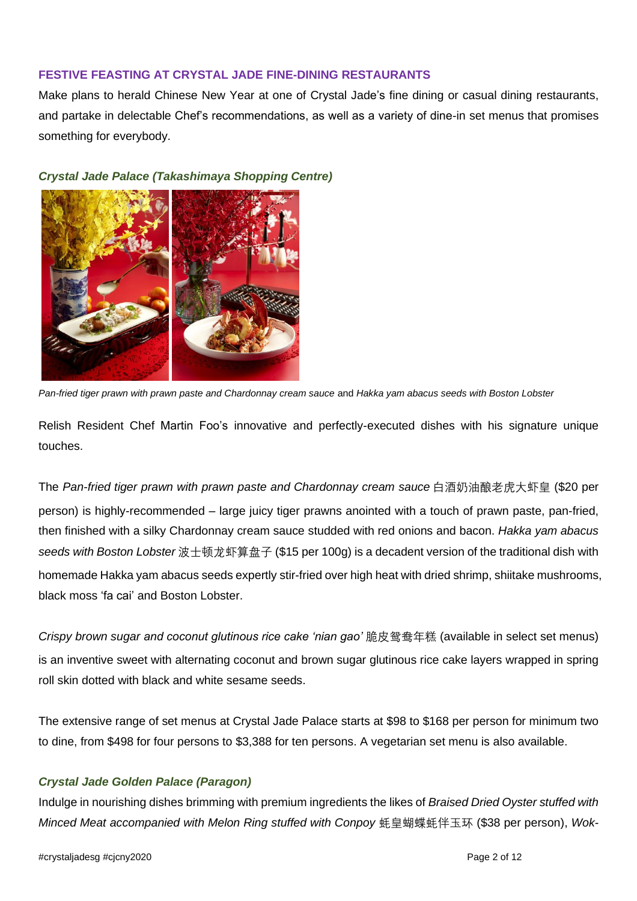## FESTIVE FEASTING AT CRYSTAL JADE FINE-DINING RESTAURANTS

Make plans to herald Chinese New Year at one of Crystal Jade's fine dining or casual dining restaurants, and partake in delectable Chef's recommendations, as well as a variety of dine-in set menus that promises something for everybody.

### *Crystal Jade Palace (Takashimaya Shopping Centre)*

*Pan-fried tiger prawn with prawn paste and Chardonnay cream sauce* and *Hakka yam abacus seeds with Boston Lobster*

Relish Resident Chef Martin Foo's innovative and perfectly-executed dishes with his signature unique touches.

The *Pan-fried tiger prawn with prawn paste and Chardonnay cream sauce* 白酒奶油酿老虎大虾皇 ($20 per person) is highly-recommended – large juicy tiger prawns anointed with a touch of prawn paste, pan-fried, then finished with a silky Chardonnay cream sauce studded with red onions and bacon. *Hakka yam abacus seeds with Boston Lobster* 波士顿龙虾算盘子 ($15 per 100g) is a decadent version of the traditional dish with homemade Hakka yam abacus seeds expertly stir-fried over high heat with dried shrimp, shiitake mushrooms, black moss 'fa cai' and Boston Lobster.

*Crispy brown sugar and coconut glutinous rice cake 'nian gao'* 脆皮鸳鸯年糕 (available in select set menus) is an inventive sweet with alternating coconut and brown sugar glutinous rice cake layers wrapped in spring roll skin dotted with black and white sesame seeds.

The extensive range of set menus at Crystal Jade Palace starts at $98 to $168 per person for minimum two to dine, from $498 for four persons to $3,388 for ten persons. A vegetarian set menu is also available.

### *Crystal Jade Golden Palace (Paragon)*

Indulge in nourishing dishes brimming with premium ingredients the likes of *Braised Dried Oyster stuffed with Minced Meat accompanied with Melon Ring stuffed with Conpoy* 蚝皇蝴蝶蚝伴玉环 ($38 per person), *Wok-*

#crystaljadesg #cjcny2020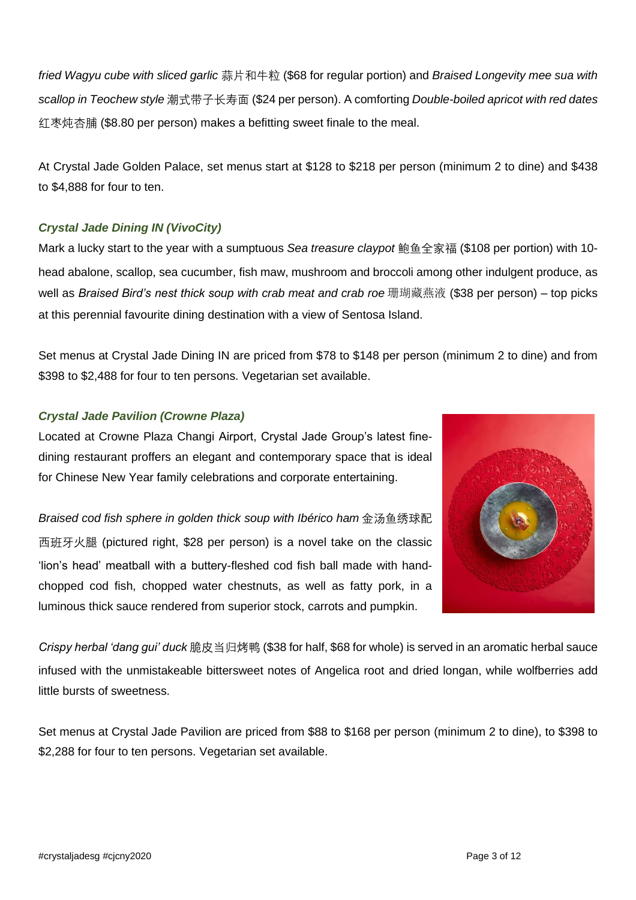*fried Wagyu cube with sliced garlic* 蒜片和牛粒 ($68 for regular portion) and *Braised Longevity mee sua with scallop in Teochew style* 潮式带子长寿面 ($24 per person). A comforting *Double-boiled apricot with red dates* 红枣炖杏脯 ($8.80 per person) makes a befitting sweet finale to the meal.

At Crystal Jade Golden Palace, set menus start at $128 to $218 per person (minimum 2 to dine) and $438 to $4,888 for four to ten.

### *Crystal Jade Dining IN (VivoCity)*

Mark a lucky start to the year with a sumptuous *Sea treasure claypot* 鲍鱼全家福 ($108 per portion) with 10-head abalone, scallop, sea cucumber, fish maw, mushroom and broccoli among other indulgent produce, as well as *Braised Bird's nest thick soup with crab meat and crab roe* 珊瑚藏燕液 ($38 per person) – top picks at this perennial favourite dining destination with a view of Sentosa Island.

Set menus at Crystal Jade Dining IN are priced from $78 to $148 per person (minimum 2 to dine) and from $398 to $2,488 for four to ten persons. Vegetarian set available.

### *Crystal Jade Pavilion (Crowne Plaza)*

Located at Crowne Plaza Changi Airport, Crystal Jade Group's latest fine-dining restaurant proffers an elegant and contemporary space that is ideal for Chinese New Year family celebrations and corporate entertaining.

*Braised cod fish sphere in golden thick soup with Ibérico ham* 金汤鱼绣球配西班牙火腿 (pictured right, $28 per person) is a novel take on the classic 'lion's head' meatball with a buttery-fleshed cod fish ball made with hand-chopped cod fish, chopped water chestnuts, as well as fatty pork, in a luminous thick sauce rendered from superior stock, carrots and pumpkin.

*Crispy herbal 'dang gui' duck* 脆皮当归烤鸭 ($38 for half, $68 for whole) is served in an aromatic herbal sauce infused with the unmistakeable bittersweet notes of Angelica root and dried longan, while wolfberries add little bursts of sweetness.

Set menus at Crystal Jade Pavilion are priced from $88 to $168 per person (minimum 2 to dine), to $398 to $2,288 for four to ten persons. Vegetarian set available.

#crystaljadesg #cjcny2020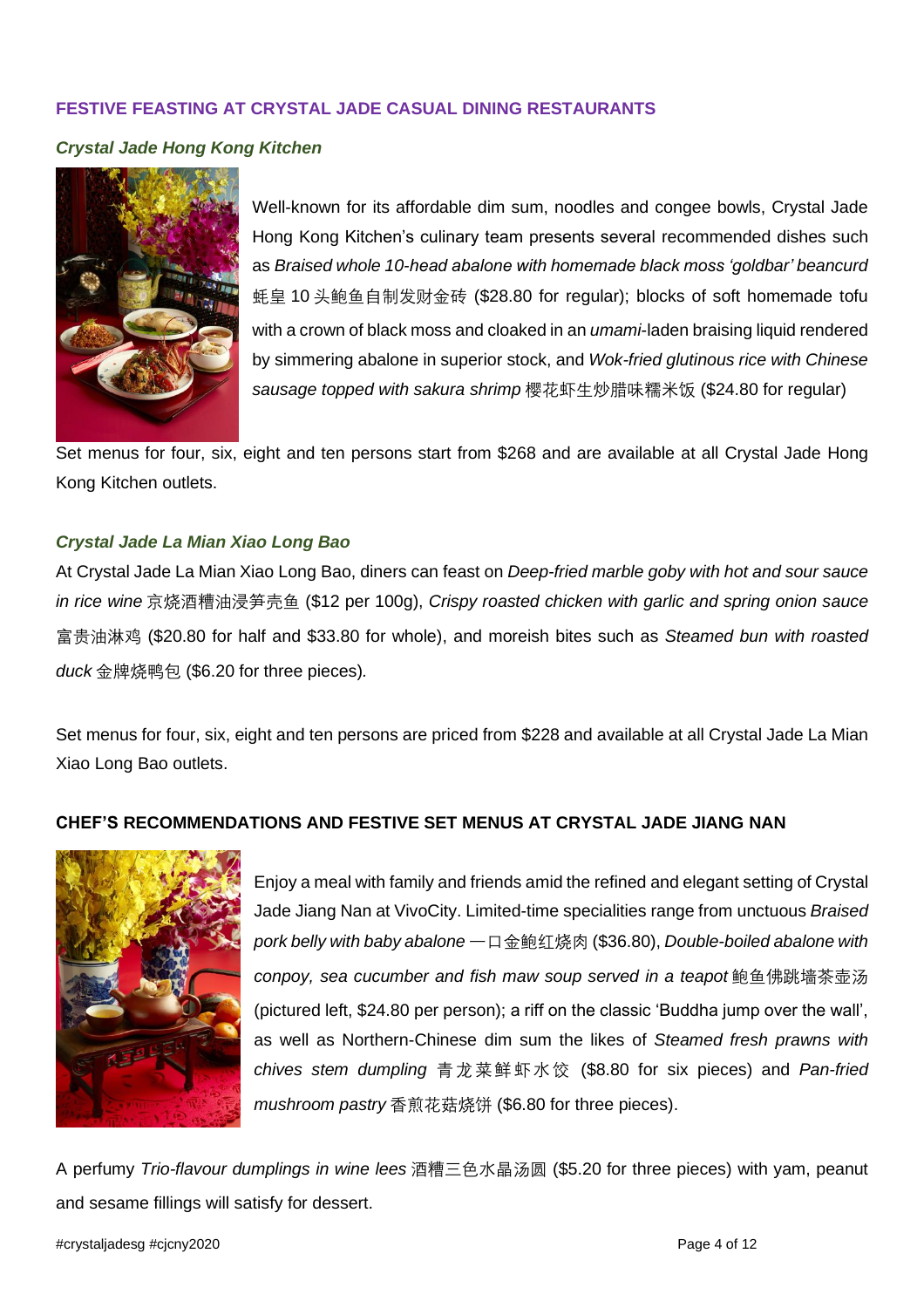## FESTIVE FEASTING AT CRYSTAL JADE CASUAL DINING RESTAURANTS

### *Crystal Jade Hong Kong Kitchen*

Well-known for its affordable dim sum, noodles and congee bowls, Crystal Jade Hong Kong Kitchen's culinary team presents several recommended dishes such as *Braised whole 10-head abalone with homemade black moss 'goldbar' beancurd* 蚝皇 10 头鲍鱼自制发财金砖 ($28.80 for regular); blocks of soft homemade tofu with a crown of black moss and cloaked in an *umami*-laden braising liquid rendered by simmering abalone in superior stock, and *Wok-fried glutinous rice with Chinese sausage topped with sakura shrimp* 樱花虾生炒腊味糯米饭 ($24.80 for regular)

Set menus for four, six, eight and ten persons start from $268 and are available at all Crystal Jade Hong Kong Kitchen outlets.

### *Crystal Jade La Mian Xiao Long Bao*

At Crystal Jade La Mian Xiao Long Bao, diners can feast on *Deep-fried marble goby with hot and sour sauce in rice wine* 京烧酒糟油浸笋壳鱼 ($12 per 100g), *Crispy roasted chicken with garlic and spring onion sauce* 富贵油淋鸡 ($20.80 for half and $33.80 for whole), and moreish bites such as *Steamed bun with roasted duck* 金牌烧鸭包 ($6.20 for three pieces).

Set menus for four, six, eight and ten persons are priced from $228 and available at all Crystal Jade La Mian Xiao Long Bao outlets.

## CHEF'S RECOMMENDATIONS AND FESTIVE SET MENUS AT CRYSTAL JADE JIANG NAN

Enjoy a meal with family and friends amid the refined and elegant setting of Crystal Jade Jiang Nan at VivoCity. Limited-time specialities range from unctuous *Braised pork belly with baby abalone* 一口金鲍红烧肉 ($36.80), *Double-boiled abalone with conpoy, sea cucumber and fish maw soup served in a teapot* 鲍鱼佛跳墙茶壶汤 (pictured left, $24.80 per person); a riff on the classic 'Buddha jump over the wall', as well as Northern-Chinese dim sum the likes of *Steamed fresh prawns with chives stem dumpling* 青龙菜鲜虾水饺 ($8.80 for six pieces) and *Pan-fried mushroom pastry* 香煎花菇烧饼 ($6.80 for three pieces).

A perfumy *Trio-flavour dumplings in wine lees* 酒糟三色水晶汤圆 ($5.20 for three pieces) with yam, peanut and sesame fillings will satisfy for dessert.

#crystaljadesg #cjcny2020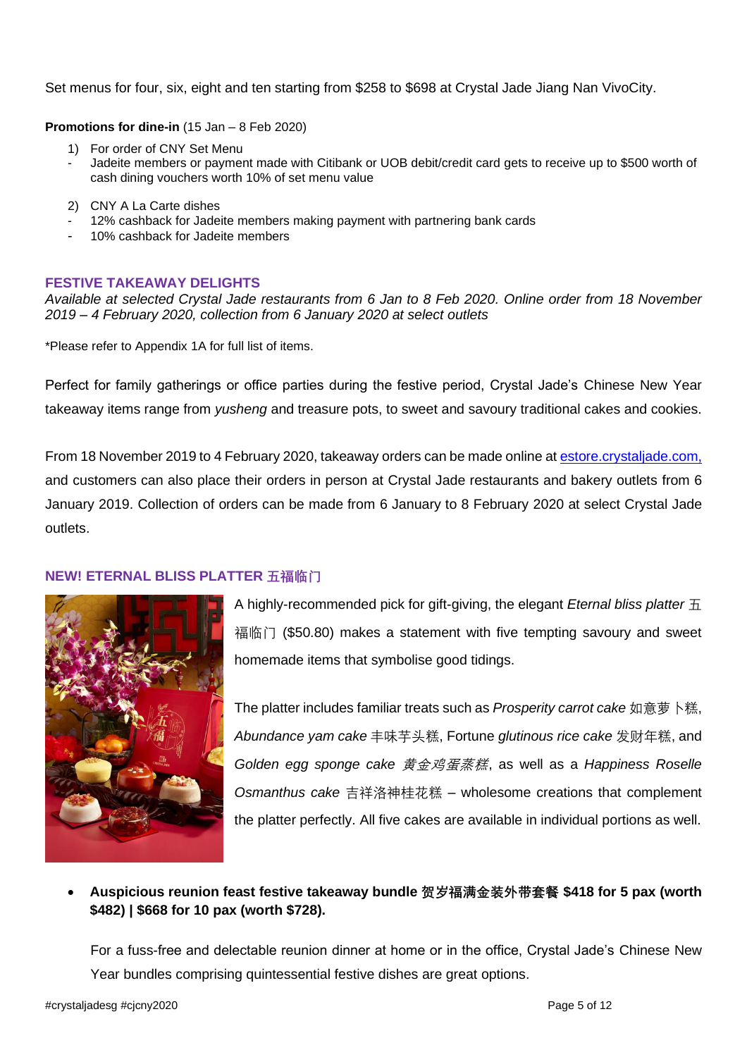Set menus for four, six, eight and ten starting from $258 to $698 at Crystal Jade Jiang Nan VivoCity.

**Promotions for dine-in** (15 Jan – 8 Feb 2020)

1) For order of CNY Set Menu
   - Jadeite members or payment made with Citibank or UOB debit/credit card gets to receive up to $500 worth of cash dining vouchers worth 10% of set menu value

2) CNY A La Carte dishes
   - 12% cashback for Jadeite members making payment with partnering bank cards
   - 10% cashback for Jadeite members

## FESTIVE TAKEAWAY DELIGHTS

*Available at selected Crystal Jade restaurants from 6 Jan to 8 Feb 2020. Online order from 18 November 2019 – 4 February 2020, collection from 6 January 2020 at select outlets*

*Please refer to Appendix 1A for full list of items.

Perfect for family gatherings or office parties during the festive period, Crystal Jade's Chinese New Year takeaway items range from *yusheng* and treasure pots, to sweet and savoury traditional cakes and cookies.

From 18 November 2019 to 4 February 2020, takeaway orders can be made online at estore.crystaljade.com, and customers can also place their orders in person at Crystal Jade restaurants and bakery outlets from 6 January 2019. Collection of orders can be made from 6 January to 8 February 2020 at select Crystal Jade outlets.

### NEW! ETERNAL BLISS PLATTER 五福临门

A highly-recommended pick for gift-giving, the elegant *Eternal bliss platter* 五福临门 ($50.80) makes a statement with five tempting savoury and sweet homemade items that symbolise good tidings.

The platter includes familiar treats such as *Prosperity carrot cake* 如意萝卜糕, *Abundance yam cake* 丰味芋头糕, Fortune *glutinous rice cake* 发财年糕, and *Golden egg sponge cake 黄金鸡蛋蒸糕*, as well as a *Happiness Roselle Osmanthus cake* 吉祥洛神桂花糕 – wholesome creations that complement the platter perfectly. All five cakes are available in individual portions as well.

- **Auspicious reunion feast festive takeaway bundle 贺岁福满金装外带套餐 $418 for 5 pax (worth $482) | $668 for 10 pax (worth $728).**

  For a fuss-free and delectable reunion dinner at home or in the office, Crystal Jade's Chinese New Year bundles comprising quintessential festive dishes are great options.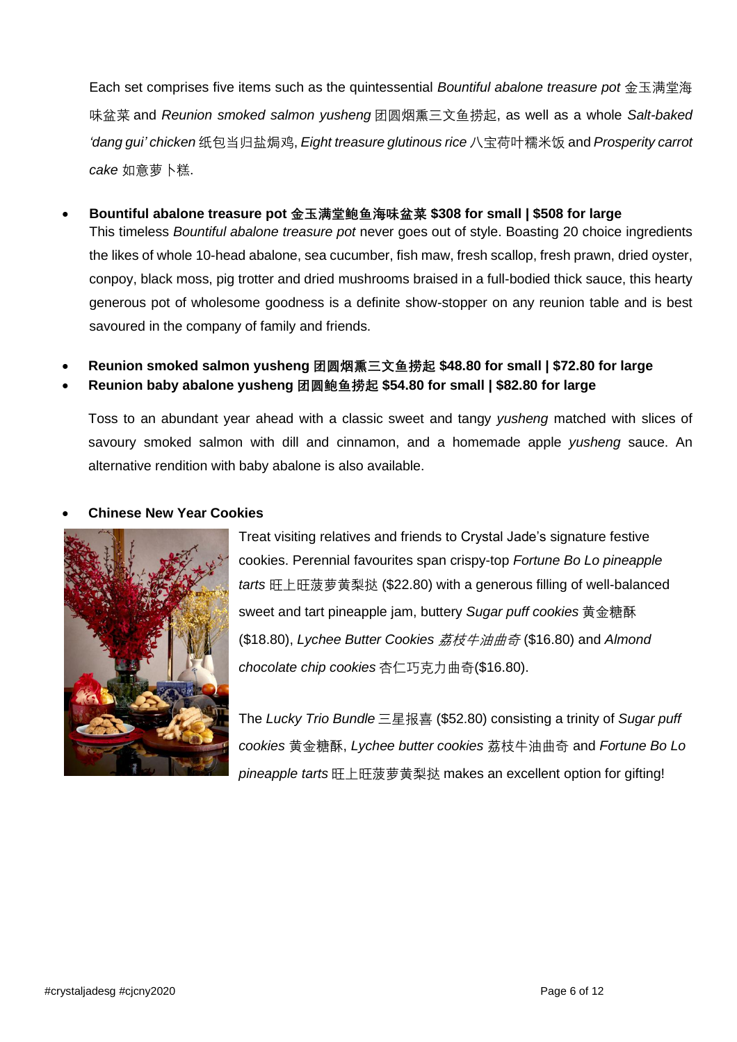Each set comprises five items such as the quintessential *Bountiful abalone treasure pot* 金玉满堂海味盆菜 and *Reunion smoked salmon yusheng* 团圆烟熏三文鱼捞起, as well as a whole *Salt-baked 'dang gui' chicken* 纸包当归盐焗鸡, *Eight treasure glutinous rice* 八宝荷叶糯米饭 and *Prosperity carrot cake* 如意萝卜糕.

- **Bountiful abalone treasure pot 金玉满堂鲍鱼海味盆菜 $308 for small | $508 for large**
  This timeless *Bountiful abalone treasure pot* never goes out of style. Boasting 20 choice ingredients the likes of whole 10-head abalone, sea cucumber, fish maw, fresh scallop, fresh prawn, dried oyster, conpoy, black moss, pig trotter and dried mushrooms braised in a full-bodied thick sauce, this hearty generous pot of wholesome goodness is a definite show-stopper on any reunion table and is best savoured in the company of family and friends.

- **Reunion smoked salmon yusheng 团圆烟熏三文鱼捞起 $48.80 for small | $72.80 for large**
- **Reunion baby abalone yusheng 团圆鲍鱼捞起 $54.80 for small | $82.80 for large**

  Toss to an abundant year ahead with a classic sweet and tangy *yusheng* matched with slices of savoury smoked salmon with dill and cinnamon, and a homemade apple *yusheng* sauce. An alternative rendition with baby abalone is also available.

- **Chinese New Year Cookies**

  Treat visiting relatives and friends to Crystal Jade's signature festive cookies. Perennial favourites span crispy-top *Fortune Bo Lo pineapple tarts* 旺上旺菠萝黄梨挞 ($22.80) with a generous filling of well-balanced sweet and tart pineapple jam, buttery *Sugar puff cookies* 黄金糖酥 ($18.80), *Lychee Butter Cookies 荔枝牛油曲奇* ($16.80) and *Almond chocolate chip cookies* 杏仁巧克力曲奇($16.80).

  The *Lucky Trio Bundle* 三星报喜 ($52.80) consisting a trinity of *Sugar puff cookies* 黄金糖酥, *Lychee butter cookies* 荔枝牛油曲奇 and *Fortune Bo Lo pineapple tarts* 旺上旺菠萝黄梨挞 makes an excellent option for gifting!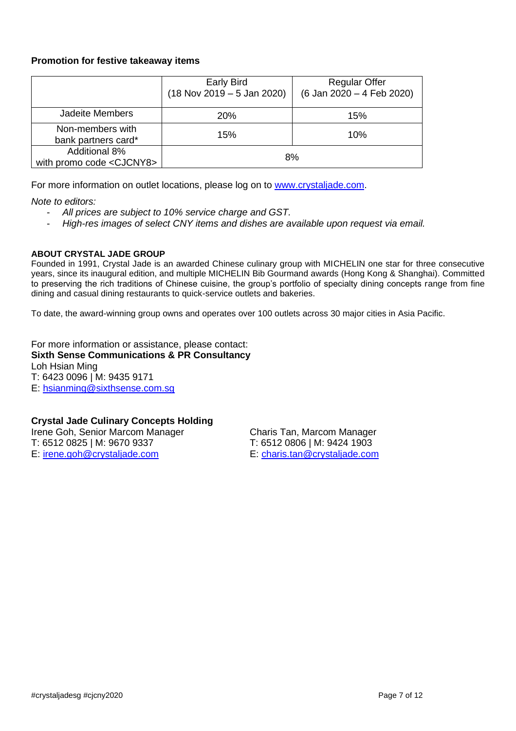**Promotion for festive takeaway items**

| | Early Bird (18 Nov 2019 – 5 Jan 2020) | Regular Offer (6 Jan 2020 – 4 Feb 2020) |
|---|---|---|
| Jadeite Members | 20% | 15% |
| Non-members with bank partners card* | 15% | 10% |
| Additional 8% with promo code <CJCNY8> | 8% | |

For more information on outlet locations, please log on to www.crystaljade.com.

*Note to editors:*

- *All prices are subject to 10% service charge and GST.*
- *High-res images of select CNY items and dishes are available upon request via email.*

**ABOUT CRYSTAL JADE GROUP**

Founded in 1991, Crystal Jade is an awarded Chinese culinary group with MICHELIN one star for three consecutive years, since its inaugural edition, and multiple MICHELIN Bib Gourmand awards (Hong Kong & Shanghai). Committed to preserving the rich traditions of Chinese cuisine, the group's portfolio of specialty dining concepts range from fine dining and casual dining restaurants to quick-service outlets and bakeries.

To date, the award-winning group owns and operates over 100 outlets across 30 major cities in Asia Pacific.

For more information or assistance, please contact:
**Sixth Sense Communications & PR Consultancy**
Loh Hsian Ming
T: 6423 0096 | M: 9435 9171
E: hsianming@sixthsense.com.sg

**Crystal Jade Culinary Concepts Holding**

Irene Goh, Senior Marcom Manager
T: 6512 0825 | M: 9670 9337
E: irene.goh@crystaljade.com

Charis Tan, Marcom Manager
T: 6512 0806 | M: 9424 1903
E: charis.tan@crystaljade.com

#crystaljadesg #cjcny2020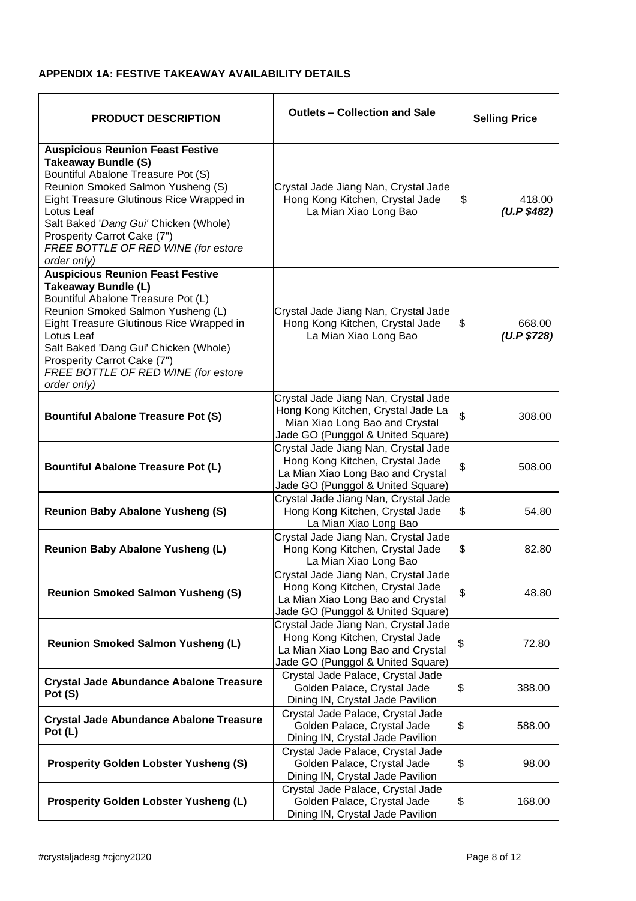**APPENDIX 1A: FESTIVE TAKEAWAY AVAILABILITY DETAILS**

| PRODUCT DESCRIPTION | Outlets – Collection and Sale | Selling Price |
|---|---|---|
| **Auspicious Reunion Feast Festive Takeaway Bundle (S)**<br>Bountiful Abalone Treasure Pot (S)<br>Reunion Smoked Salmon Yusheng (S)<br>Eight Treasure Glutinous Rice Wrapped in Lotus Leaf<br>Salt Baked '*Dang Gui'* Chicken (Whole)<br>Prosperity Carrot Cake (7")<br>*FREE BOTTLE OF RED WINE (for estore order only)* | Crystal Jade Jiang Nan, Crystal Jade Hong Kong Kitchen, Crystal Jade La Mian Xiao Long Bao | $ 418.00 ***(U.P $482)*** |
| **Auspicious Reunion Feast Festive Takeaway Bundle (L)**<br>Bountiful Abalone Treasure Pot (L)<br>Reunion Smoked Salmon Yusheng (L)<br>Eight Treasure Glutinous Rice Wrapped in Lotus Leaf<br>Salt Baked 'Dang Gui' Chicken (Whole)<br>Prosperity Carrot Cake (7")<br>*FREE BOTTLE OF RED WINE (for estore order only)* | Crystal Jade Jiang Nan, Crystal Jade Hong Kong Kitchen, Crystal Jade La Mian Xiao Long Bao | $ 668.00 ***(U.P $728)*** |
| **Bountiful Abalone Treasure Pot (S)** | Crystal Jade Jiang Nan, Crystal Jade Hong Kong Kitchen, Crystal Jade La Mian Xiao Long Bao and Crystal Jade GO (Punggol & United Square) | $ 308.00 |
| **Bountiful Abalone Treasure Pot (L)** | Crystal Jade Jiang Nan, Crystal Jade Hong Kong Kitchen, Crystal Jade La Mian Xiao Long Bao and Crystal Jade GO (Punggol & United Square) | $ 508.00 |
| **Reunion Baby Abalone Yusheng (S)** | Crystal Jade Jiang Nan, Crystal Jade Hong Kong Kitchen, Crystal Jade La Mian Xiao Long Bao | $ 54.80 |
| **Reunion Baby Abalone Yusheng (L)** | Crystal Jade Jiang Nan, Crystal Jade Hong Kong Kitchen, Crystal Jade La Mian Xiao Long Bao | $ 82.80 |
| **Reunion Smoked Salmon Yusheng (S)** | Crystal Jade Jiang Nan, Crystal Jade Hong Kong Kitchen, Crystal Jade La Mian Xiao Long Bao and Crystal Jade GO (Punggol & United Square) | $ 48.80 |
| **Reunion Smoked Salmon Yusheng (L)** | Crystal Jade Jiang Nan, Crystal Jade Hong Kong Kitchen, Crystal Jade La Mian Xiao Long Bao and Crystal Jade GO (Punggol & United Square) | $ 72.80 |
| **Crystal Jade Abundance Abalone Treasure Pot (S)** | Crystal Jade Palace, Crystal Jade Golden Palace, Crystal Jade Dining IN, Crystal Jade Pavilion | $ 388.00 |
| **Crystal Jade Abundance Abalone Treasure Pot (L)** | Crystal Jade Palace, Crystal Jade Golden Palace, Crystal Jade Dining IN, Crystal Jade Pavilion | $ 588.00 |
| **Prosperity Golden Lobster Yusheng (S)** | Crystal Jade Palace, Crystal Jade Golden Palace, Crystal Jade Dining IN, Crystal Jade Pavilion | $ 98.00 |
| **Prosperity Golden Lobster Yusheng (L)** | Crystal Jade Palace, Crystal Jade Golden Palace, Crystal Jade Dining IN, Crystal Jade Pavilion | $ 168.00 |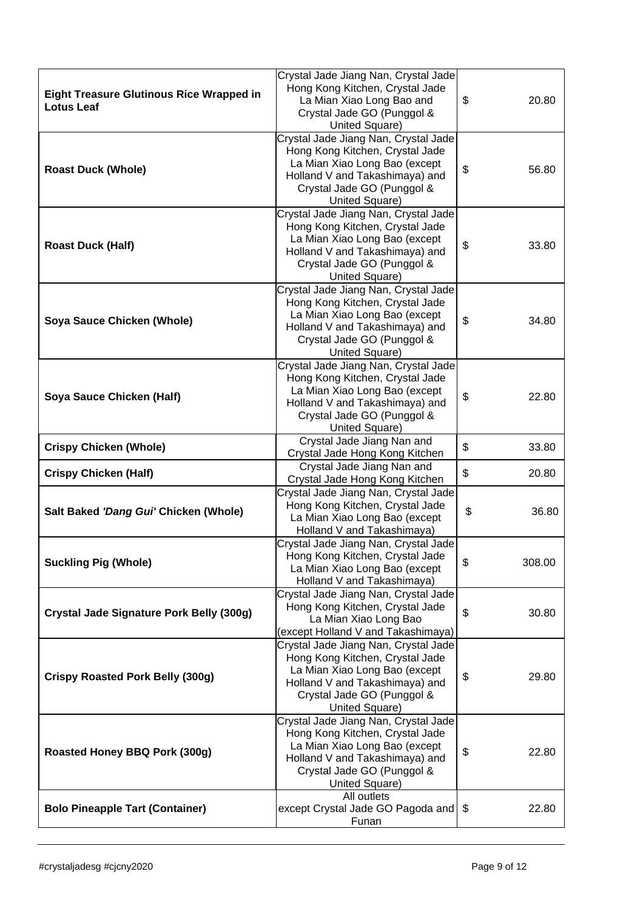| | | |
|---|---|---|
| **Eight Treasure Glutinous Rice Wrapped in Lotus Leaf** | Crystal Jade Jiang Nan, Crystal Jade Hong Kong Kitchen, Crystal Jade La Mian Xiao Long Bao and Crystal Jade GO (Punggol & United Square) | $ 20.80 |
| **Roast Duck (Whole)** | Crystal Jade Jiang Nan, Crystal Jade Hong Kong Kitchen, Crystal Jade La Mian Xiao Long Bao (except Holland V and Takashimaya) and Crystal Jade GO (Punggol & United Square) | $ 56.80 |
| **Roast Duck (Half)** | Crystal Jade Jiang Nan, Crystal Jade Hong Kong Kitchen, Crystal Jade La Mian Xiao Long Bao (except Holland V and Takashimaya) and Crystal Jade GO (Punggol & United Square) | $ 33.80 |
| **Soya Sauce Chicken (Whole)** | Crystal Jade Jiang Nan, Crystal Jade Hong Kong Kitchen, Crystal Jade La Mian Xiao Long Bao (except Holland V and Takashimaya) and Crystal Jade GO (Punggol & United Square) | $ 34.80 |
| **Soya Sauce Chicken (Half)** | Crystal Jade Jiang Nan, Crystal Jade Hong Kong Kitchen, Crystal Jade La Mian Xiao Long Bao (except Holland V and Takashimaya) and Crystal Jade GO (Punggol & United Square) | $ 22.80 |
| **Crispy Chicken (Whole)** | Crystal Jade Jiang Nan and Crystal Jade Hong Kong Kitchen | $ 33.80 |
| **Crispy Chicken (Half)** | Crystal Jade Jiang Nan and Crystal Jade Hong Kong Kitchen | $ 20.80 |
| **Salt Baked *'Dang Gui'* Chicken (Whole)** | Crystal Jade Jiang Nan, Crystal Jade Hong Kong Kitchen, Crystal Jade La Mian Xiao Long Bao (except Holland V and Takashimaya) | $ 36.80 |
| **Suckling Pig (Whole)** | Crystal Jade Jiang Nan, Crystal Jade Hong Kong Kitchen, Crystal Jade La Mian Xiao Long Bao (except Holland V and Takashimaya) | $ 308.00 |
| **Crystal Jade Signature Pork Belly (300g)** | Crystal Jade Jiang Nan, Crystal Jade Hong Kong Kitchen, Crystal Jade La Mian Xiao Long Bao (except Holland V and Takashimaya) | $ 30.80 |
| **Crispy Roasted Pork Belly (300g)** | Crystal Jade Jiang Nan, Crystal Jade Hong Kong Kitchen, Crystal Jade La Mian Xiao Long Bao (except Holland V and Takashimaya) and Crystal Jade GO (Punggol & United Square) | $ 29.80 |
| **Roasted Honey BBQ Pork (300g)** | Crystal Jade Jiang Nan, Crystal Jade Hong Kong Kitchen, Crystal Jade La Mian Xiao Long Bao (except Holland V and Takashimaya) and Crystal Jade GO (Punggol & United Square) | $ 22.80 |
| **Bolo Pineapple Tart (Container)** | All outlets except Crystal Jade GO Pagoda and Funan | $ 22.80 |

#crystaljadesg #cjcny2020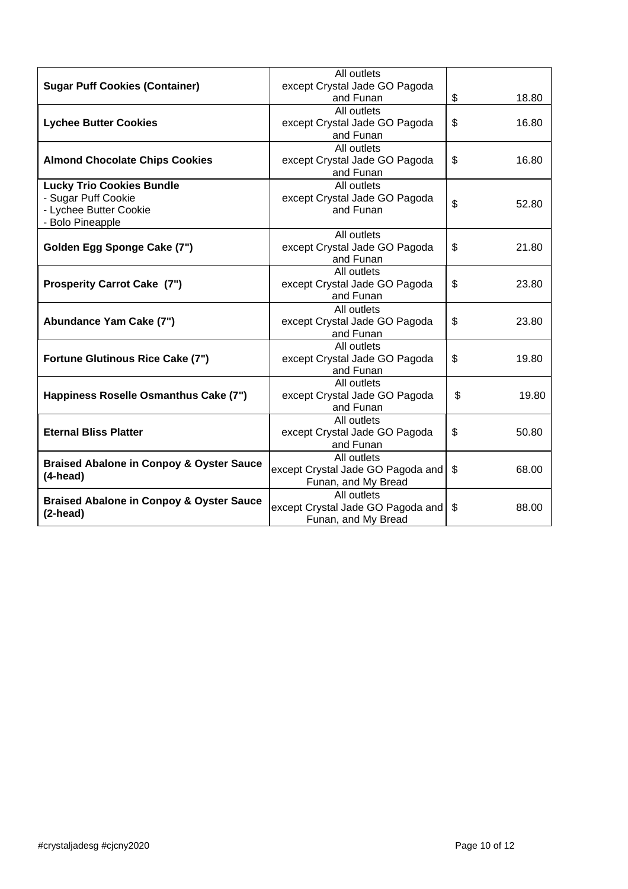| **Sugar Puff Cookies (Container)** | All outlets except Crystal Jade GO Pagoda and Funan | $ 18.80 |
|---|---|---|
| **Lychee Butter Cookies** | All outlets except Crystal Jade GO Pagoda and Funan | $ 16.80 |
| **Almond Chocolate Chips Cookies** | All outlets except Crystal Jade GO Pagoda and Funan | $ 16.80 |
| **Lucky Trio Cookies Bundle**<br>- Sugar Puff Cookie<br>- Lychee Butter Cookie<br>- Bolo Pineapple | All outlets except Crystal Jade GO Pagoda and Funan | $ 52.80 |
| **Golden Egg Sponge Cake (7")** | All outlets except Crystal Jade GO Pagoda and Funan | $ 21.80 |
| **Prosperity Carrot Cake (7")** | All outlets except Crystal Jade GO Pagoda and Funan | $ 23.80 |
| **Abundance Yam Cake (7")** | All outlets except Crystal Jade GO Pagoda and Funan | $ 23.80 |
| **Fortune Glutinous Rice Cake (7")** | All outlets except Crystal Jade GO Pagoda and Funan | $ 19.80 |
| **Happiness Roselle Osmanthus Cake (7")** | All outlets except Crystal Jade GO Pagoda and Funan | $ 19.80 |
| **Eternal Bliss Platter** | All outlets except Crystal Jade GO Pagoda and Funan | $ 50.80 |
| **Braised Abalone in Conpoy & Oyster Sauce (4-head)** | All outlets except Crystal Jade GO Pagoda and Funan, and My Bread | $ 68.00 |
| **Braised Abalone in Conpoy & Oyster Sauce (2-head)** | All outlets except Crystal Jade GO Pagoda and Funan, and My Bread | $ 88.00 |

#crystaljadesg #cjcny2020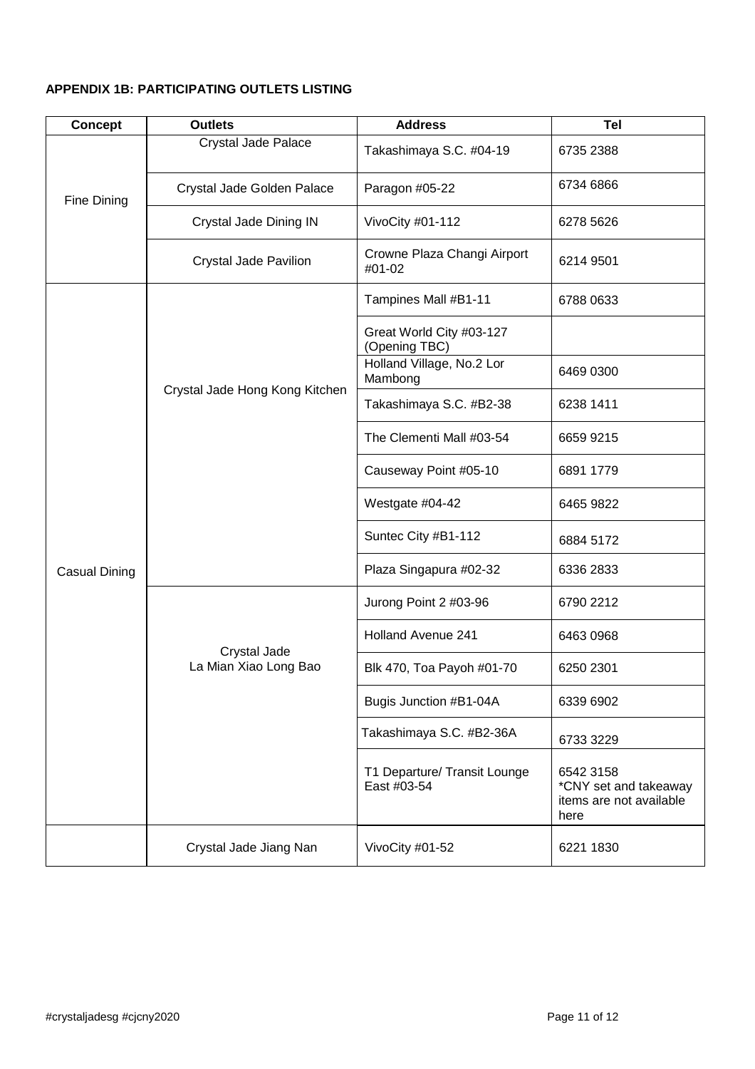**APPENDIX 1B: PARTICIPATING OUTLETS LISTING**

| Concept | Outlets | Address | Tel |
|---|---|---|---|
| Fine Dining | Crystal Jade Palace | Takashimaya S.C. #04-19 | 6735 2388 |
| | Crystal Jade Golden Palace | Paragon #05-22 | 6734 6866 |
| | Crystal Jade Dining IN | VivoCity #01-112 | 6278 5626 |
| | Crystal Jade Pavilion | Crowne Plaza Changi Airport #01-02 | 6214 9501 |
| Casual Dining | Crystal Jade Hong Kong Kitchen | Tampines Mall #B1-11 | 6788 0633 |
| | | Great World City #03-127 (Opening TBC) | |
| | | Holland Village, No.2 Lor Mambong | 6469 0300 |
| | | Takashimaya S.C. #B2-38 | 6238 1411 |
| | | The Clementi Mall #03-54 | 6659 9215 |
| | | Causeway Point #05-10 | 6891 1779 |
| | | Westgate #04-42 | 6465 9822 |
| | | Suntec City #B1-112 | 6884 5172 |
| | | Plaza Singapura #02-32 | 6336 2833 |
| | Crystal Jade La Mian Xiao Long Bao | Jurong Point 2 #03-96 | 6790 2212 |
| | | Holland Avenue 241 | 6463 0968 |
| | | Blk 470, Toa Payoh #01-70 | 6250 2301 |
| | | Bugis Junction #B1-04A | 6339 6902 |
| | | Takashimaya S.C. #B2-36A | 6733 3229 |
| | | T1 Departure/ Transit Lounge East #03-54 | 6542 3158 *CNY set and takeaway items are not available here |
| | Crystal Jade Jiang Nan | VivoCity #01-52 | 6221 1830 |

#crystaljadesg #cjcny2020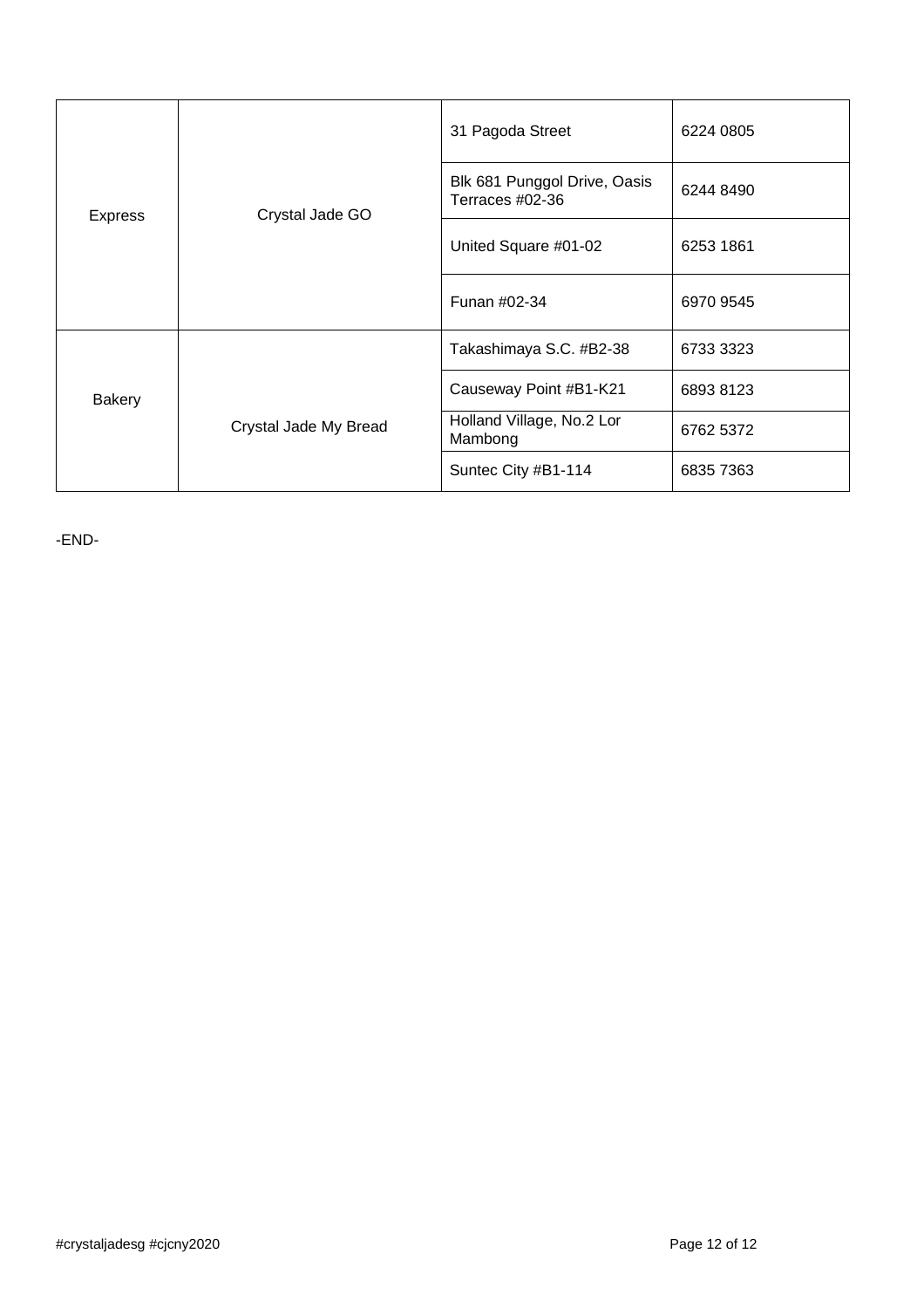| | | | |
|---|---|---|---|
| Express | Crystal Jade GO | 31 Pagoda Street | 6224 0805 |
| | | Blk 681 Punggol Drive, Oasis Terraces #02-36 | 6244 8490 |
| | | United Square #01-02 | 6253 1861 |
| | | Funan #02-34 | 6970 9545 |
| Bakery | Crystal Jade My Bread | Takashimaya S.C. #B2-38 | 6733 3323 |
| | | Causeway Point #B1-K21 | 6893 8123 |
| | | Holland Village, No.2 Lor Mambong | 6762 5372 |
| | | Suntec City #B1-114 | 6835 7363 |

-END-

#crystaljadesg #cjcny2020